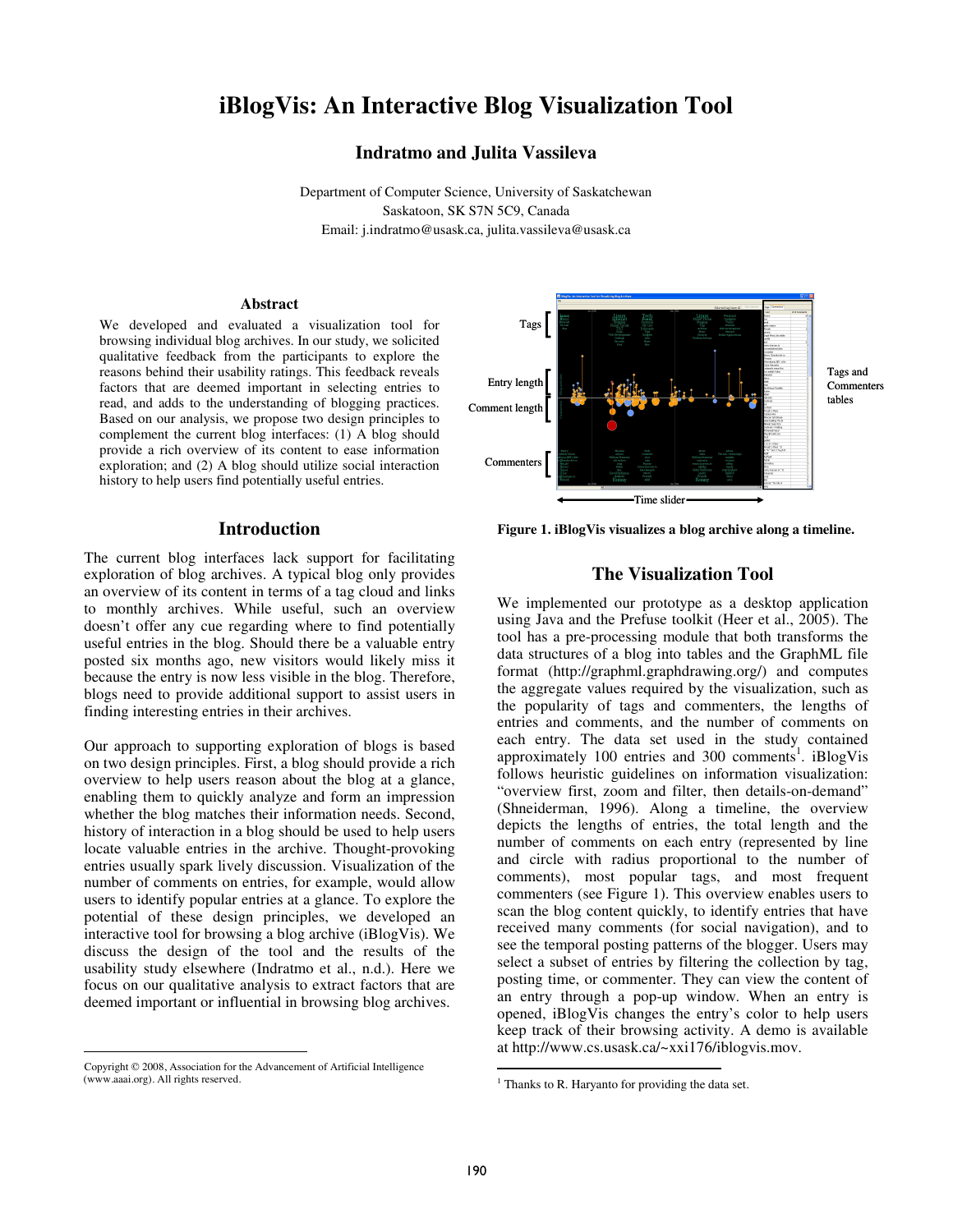# iBlogVis: An Interactive Blog Visualization Tool

**Indratmo and Julita Vassileva**

Department of Computer Science, University of Saskatchewan
Saskatoon, SK S7N 5C9, Canada
Email: j.indratmo@usask.ca, julita.vassileva@usask.ca

### Abstract

We developed and evaluated a visualization tool for browsing individual blog archives. In our study, we solicited qualitative feedback from the participants to explore the reasons behind their usability ratings. This feedback reveals factors that are deemed important in selecting entries to read, and adds to the understanding of blogging practices. Based on our analysis, we propose two design principles to complement the current blog interfaces: (1) A blog should provide a rich overview of its content to ease information exploration; and (2) A blog should utilize social interaction history to help users find potentially useful entries.

## Introduction

The current blog interfaces lack support for facilitating exploration of blog archives. A typical blog only provides an overview of its content in terms of a tag cloud and links to monthly archives. While useful, such an overview doesn't offer any cue regarding where to find potentially useful entries in the blog. Should there be a valuable entry posted six months ago, new visitors would likely miss it because the entry is now less visible in the blog. Therefore, blogs need to provide additional support to assist users in finding interesting entries in their archives.

Our approach to supporting exploration of blogs is based on two design principles. First, a blog should provide a rich overview to help users reason about the blog at a glance, enabling them to quickly analyze and form an impression whether the blog matches their information needs. Second, history of interaction in a blog should be used to help users locate valuable entries in the archive. Thought-provoking entries usually spark lively discussion. Visualization of the number of comments on entries, for example, would allow users to identify popular entries at a glance. To explore the potential of these design principles, we developed an interactive tool for browsing a blog archive (iBlogVis). We discuss the design of the tool and the results of the usability study elsewhere (Indratmo et al., n.d.). Here we focus on our qualitative analysis to extract factors that are deemed important or influential in browsing blog archives.

Copyright © 2008, Association for the Advancement of Artificial Intelligence (www.aaai.org). All rights reserved.

Tags | Entry length | Comment length | Commenters | Tags and Commenters tables | Time slider

**Figure 1. iBlogVis visualizes a blog archive along a timeline.**

## The Visualization Tool

We implemented our prototype as a desktop application using Java and the Prefuse toolkit (Heer et al., 2005). The tool has a pre-processing module that both transforms the data structures of a blog into tables and the GraphML file format (http://graphml.graphdrawing.org/) and computes the aggregate values required by the visualization, such as the popularity of tags and commenters, the lengths of entries and comments, and the number of comments on each entry. The data set used in the study contained approximately 100 entries and 300 comments[1]. iBlogVis follows heuristic guidelines on information visualization: "overview first, zoom and filter, then details-on-demand" (Shneiderman, 1996). Along a timeline, the overview depicts the lengths of entries, the total length and the number of comments on each entry (represented by line and circle with radius proportional to the number of comments), most popular tags, and most frequent commenters (see Figure 1). This overview enables users to scan the blog content quickly, to identify entries that have received many comments (for social navigation), and to see the temporal posting patterns of the blogger. Users may select a subset of entries by filtering the collection by tag, posting time, or commenter. They can view the content of an entry through a pop-up window. When an entry is opened, iBlogVis changes the entry's color to help users keep track of their browsing activity. A demo is available at http://www.cs.usask.ca/~xxi176/iblogvis.mov.

[1] Thanks to R. Haryanto for providing the data set.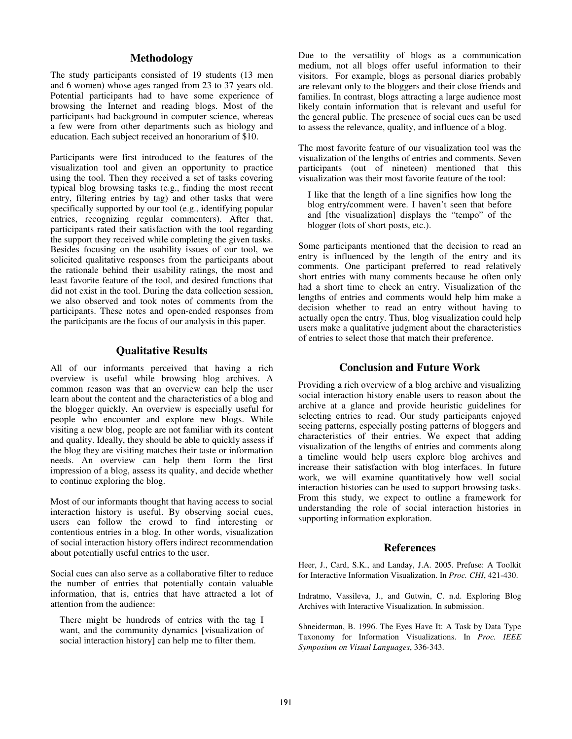## Methodology

The study participants consisted of 19 students (13 men and 6 women) whose ages ranged from 23 to 37 years old. Potential participants had to have some experience of browsing the Internet and reading blogs. Most of the participants had background in computer science, whereas a few were from other departments such as biology and education. Each subject received an honorarium of $10.

Participants were first introduced to the features of the visualization tool and given an opportunity to practice using the tool. Then they received a set of tasks covering typical blog browsing tasks (e.g., finding the most recent entry, filtering entries by tag) and other tasks that were specifically supported by our tool (e.g., identifying popular entries, recognizing regular commenters). After that, participants rated their satisfaction with the tool regarding the support they received while completing the given tasks. Besides focusing on the usability issues of our tool, we solicited qualitative responses from the participants about the rationale behind their usability ratings, the most and least favorite feature of the tool, and desired functions that did not exist in the tool. During the data collection session, we also observed and took notes of comments from the participants. These notes and open-ended responses from the participants are the focus of our analysis in this paper.

## Qualitative Results

All of our informants perceived that having a rich overview is useful while browsing blog archives. A common reason was that an overview can help the user learn about the content and the characteristics of a blog and the blogger quickly. An overview is especially useful for people who encounter and explore new blogs. While visiting a new blog, people are not familiar with its content and quality. Ideally, they should be able to quickly assess if the blog they are visiting matches their taste or information needs. An overview can help them form the first impression of a blog, assess its quality, and decide whether to continue exploring the blog.

Most of our informants thought that having access to social interaction history is useful. By observing social cues, users can follow the crowd to find interesting or contentious entries in a blog. In other words, visualization of social interaction history offers indirect recommendation about potentially useful entries to the user.

Social cues can also serve as a collaborative filter to reduce the number of entries that potentially contain valuable information, that is, entries that have attracted a lot of attention from the audience:

> There might be hundreds of entries with the tag I want, and the community dynamics [visualization of social interaction history] can help me to filter them.

Due to the versatility of blogs as a communication medium, not all blogs offer useful information to their visitors. For example, blogs as personal diaries probably are relevant only to the bloggers and their close friends and families. In contrast, blogs attracting a large audience most likely contain information that is relevant and useful for the general public. The presence of social cues can be used to assess the relevance, quality, and influence of a blog.

The most favorite feature of our visualization tool was the visualization of the lengths of entries and comments. Seven participants (out of nineteen) mentioned that this visualization was their most favorite feature of the tool:

> I like that the length of a line signifies how long the blog entry/comment were. I haven't seen that before and [the visualization] displays the "tempo" of the blogger (lots of short posts, etc.).

Some participants mentioned that the decision to read an entry is influenced by the length of the entry and its comments. One participant preferred to read relatively short entries with many comments because he often only had a short time to check an entry. Visualization of the lengths of entries and comments would help him make a decision whether to read an entry without having to actually open the entry. Thus, blog visualization could help users make a qualitative judgment about the characteristics of entries to select those that match their preference.

## Conclusion and Future Work

Providing a rich overview of a blog archive and visualizing social interaction history enable users to reason about the archive at a glance and provide heuristic guidelines for selecting entries to read. Our study participants enjoyed seeing patterns, especially posting patterns of bloggers and characteristics of their entries. We expect that adding visualization of the lengths of entries and comments along a timeline would help users explore blog archives and increase their satisfaction with blog interfaces. In future work, we will examine quantitatively how well social interaction histories can be used to support browsing tasks. From this study, we expect to outline a framework for understanding the role of social interaction histories in supporting information exploration.

## References

Heer, J., Card, S.K., and Landay, J.A. 2005. Prefuse: A Toolkit for Interactive Information Visualization. In *Proc. CHI*, 421-430.

Indratmo, Vassileva, J., and Gutwin, C. n.d. Exploring Blog Archives with Interactive Visualization. In submission.

Shneiderman, B. 1996. The Eyes Have It: A Task by Data Type Taxonomy for Information Visualizations. In *Proc. IEEE Symposium on Visual Languages*, 336-343.